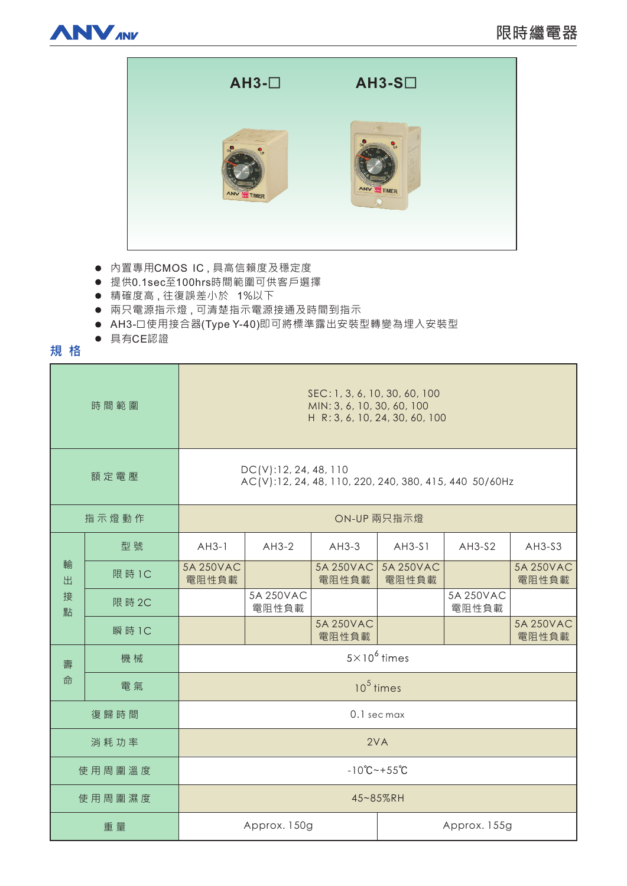# 限時繼電器

AH3-□ AH3-S□

- 內置專用CMOS IC，具高信賴度及穩定度
- 提供0.1sec至100hrs時間範圍可供客戶選擇
- 精確度高，往復誤差小於 1%以下
- 兩只電源指示燈，可清楚指示電源接通及時間到指示
- AH3-□使用接合器(Type Y-40)即可將標準露出安裝型轉變為埋入安裝型
- 具有CE認證

## 規 格

| 項目 | | | | | | | |
|---|---|---|---|---|---|---|---|
| 時間範圍 | | SEC: 1, 3, 6, 10, 30, 60, 100<br>MIN: 3, 6, 10, 30, 60, 100<br>H R: 3, 6, 10, 24, 30, 60, 100 | | | | | |
| 額定電壓 | | DC(V):12, 24, 48, 110<br>AC(V):12, 24, 48, 110, 220, 240, 380, 415, 440 50/60Hz | | | | | |
| 指示燈動作 | | ON-UP 兩只指示燈 | | | | | |
| 輸出接點 | 型號 | AH3-1 | AH3-2 | AH3-3 | AH3-S1 | AH3-S2 | AH3-S3 |
| | 限時1C | 5A 250VAC 電阻性負載 | | 5A 250VAC 電阻性負載 | 5A 250VAC 電阻性負載 | | 5A 250VAC 電阻性負載 |
| | 限時2C | | 5A 250VAC 電阻性負載 | | | 5A 250VAC 電阻性負載 | |
| | 瞬時1C | | | 5A 250VAC 電阻性負載 | | | 5A 250VAC 電阻性負載 |
| 壽命 | 機械 | $5\times10^{6}$ times | | | | | |
| | 電氣 | $10^{5}$ times | | | | | |
| 復歸時間 | | 0.1 sec max | | | | | |
| 消耗功率 | | 2VA | | | | | |
| 使用周圍溫度 | | -10℃~+55℃ | | | | | |
| 使用周圍濕度 | | 45~85%RH | | | | | |
| 重量 | | Approx. 150g | | | Approx. 155g | | |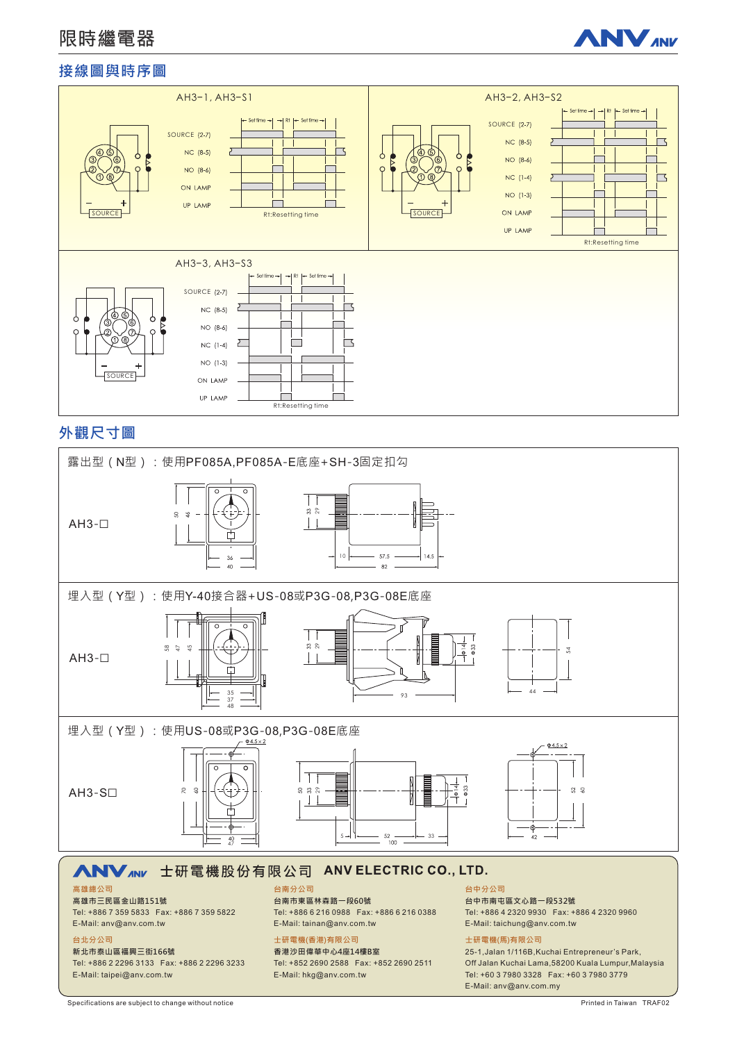# 限時繼電器

## 接線圖與時序圖

### AH3-1, AH3-S1

Set time | Rt | Set time

SOURCE (2-7)

NC (8-5)

NO (8-6)

ON LAMP

UP LAMP

Rt:Resetting time

SOURCE

### AH3-2, AH3-S2

Set time | Rt | Set time

SOURCE (2-7)

NC (8-5)

NO (8-6)

NC (1-4)

NO (1-3)

ON LAMP

UP LAMP

Rt:Resetting time

SOURCE

### AH3-3, AH3-S3

Set time | Rt | Set time

SOURCE (2-7)

NC (8-5)

NO (8-6)

NC (1-4)

NO (1-3)

ON LAMP

UP LAMP

Rt:Resetting time

SOURCE

## 外觀尺寸圖

### 露出型（N型）：使用PF085A,PF085A-E底座+SH-3固定扣勾

AH3-□

50 46 36 40 33 29 10 57.5 14.5 82

### 埋入型（Y型）：使用Y-40接合器+US-08或P3G-08,P3G-08E底座

AH3-□

58 47 45 35 37 48 33 29 93 φ14 φ33 54 44

### 埋入型（Y型）：使用US-08或P3G-08,P3G-08E底座

AH3-S□

φ4.5×2 70 60 40 47 50 33 29 5 52 33 100 φ14 φ33 φ4.5×2 52 60 42

---

**ANV** 士研電機股份有限公司 **ANV ELECTRIC CO., LTD.**

**高雄總公司**
高雄市三民區金山路151號
Tel: +886 7 359 5833 Fax: +886 7 359 5822
E-Mail: anv@anv.com.tw

**台南分公司**
台南市東區林森路一段60號
Tel: +886 6 216 0988 Fax: +886 6 216 0388
E-Mail: tainan@anv.com.tw

**台中分公司**
台中市南屯區文心路一段532號
Tel: +886 4 2320 9930 Fax: +886 4 2320 9960
E-Mail: taichung@anv.com.tw

**台北分公司**
新北市泰山區福興三街166號
Tel: +886 2 2296 3133 Fax: +886 2 2296 3233
E-Mail: taipei@anv.com.tw

**士研電機(香港)有限公司**
香港沙田偉華中心4座14樓B室
Tel: +852 2690 2588 Fax: +852 2690 2511
E-Mail: hkg@anv.com.tw

**士研電機(馬)有限公司**
25-1,Jalan 1/116B,Kuchai Entrepreneur's Park,
Off Jalan Kuchai Lama,58200 Kuala Lumpur,Malaysia
Tel: +60 3 7980 3328 Fax: +60 3 7980 3779
E-Mail: anv@anv.com.my

Specifications are subject to change without notice

Printed in Taiwan TRAF02